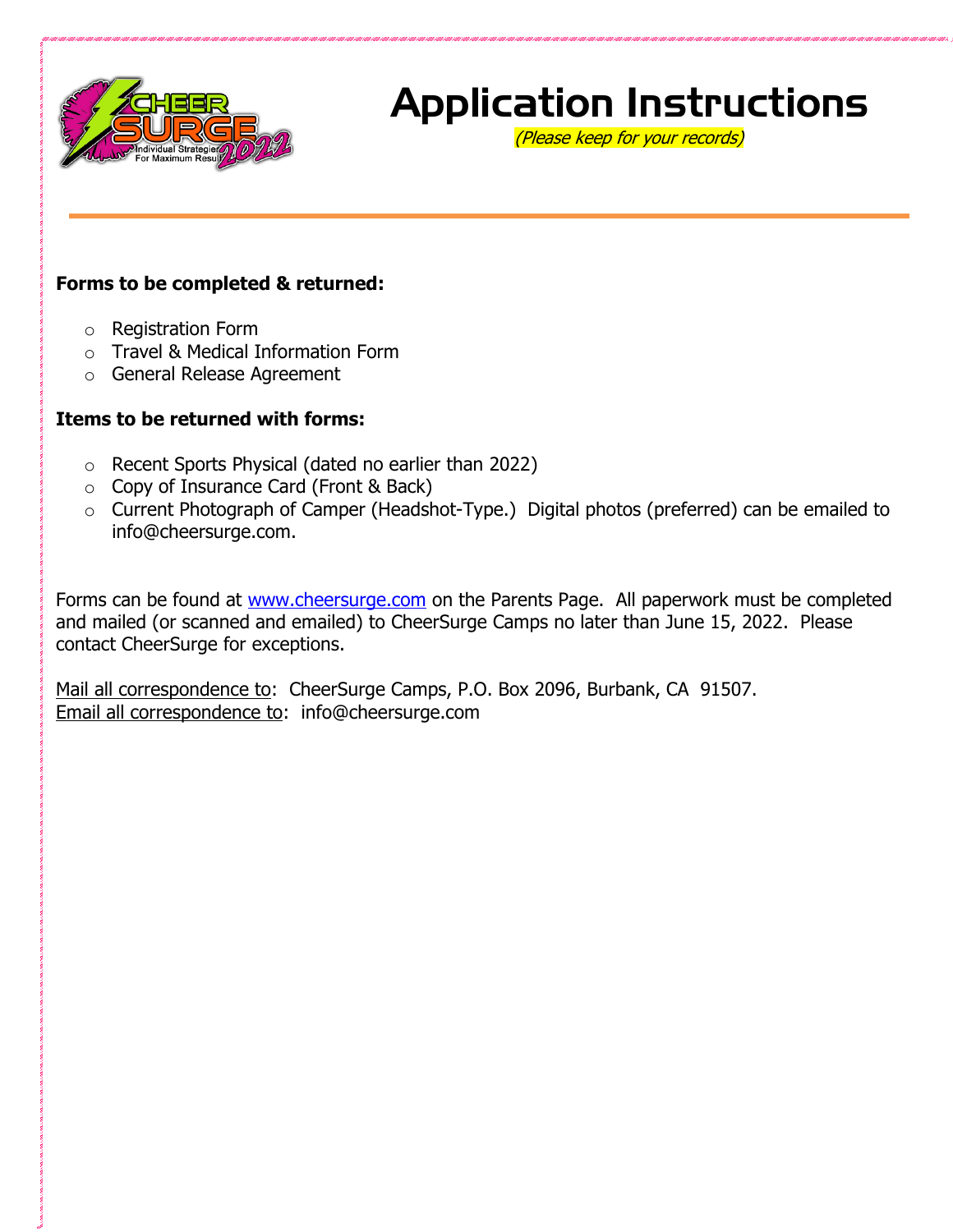# Application Instructions

*(Please keep for your records)*

**Forms to be completed & returned:**

- Registration Form
- Travel & Medical Information Form
- General Release Agreement

**Items to be returned with forms:**

- Recent Sports Physical (dated no earlier than 2022)
- Copy of Insurance Card (Front & Back)
- Current Photograph of Camper (Headshot-Type.) Digital photos (preferred) can be emailed to info@cheersurge.com.

Forms can be found at www.cheersurge.com on the Parents Page. All paperwork must be completed and mailed (or scanned and emailed) to CheerSurge Camps no later than June 15, 2022. Please contact CheerSurge for exceptions.

Mail all correspondence to: CheerSurge Camps, P.O. Box 2096, Burbank, CA 91507.
Email all correspondence to: info@cheersurge.com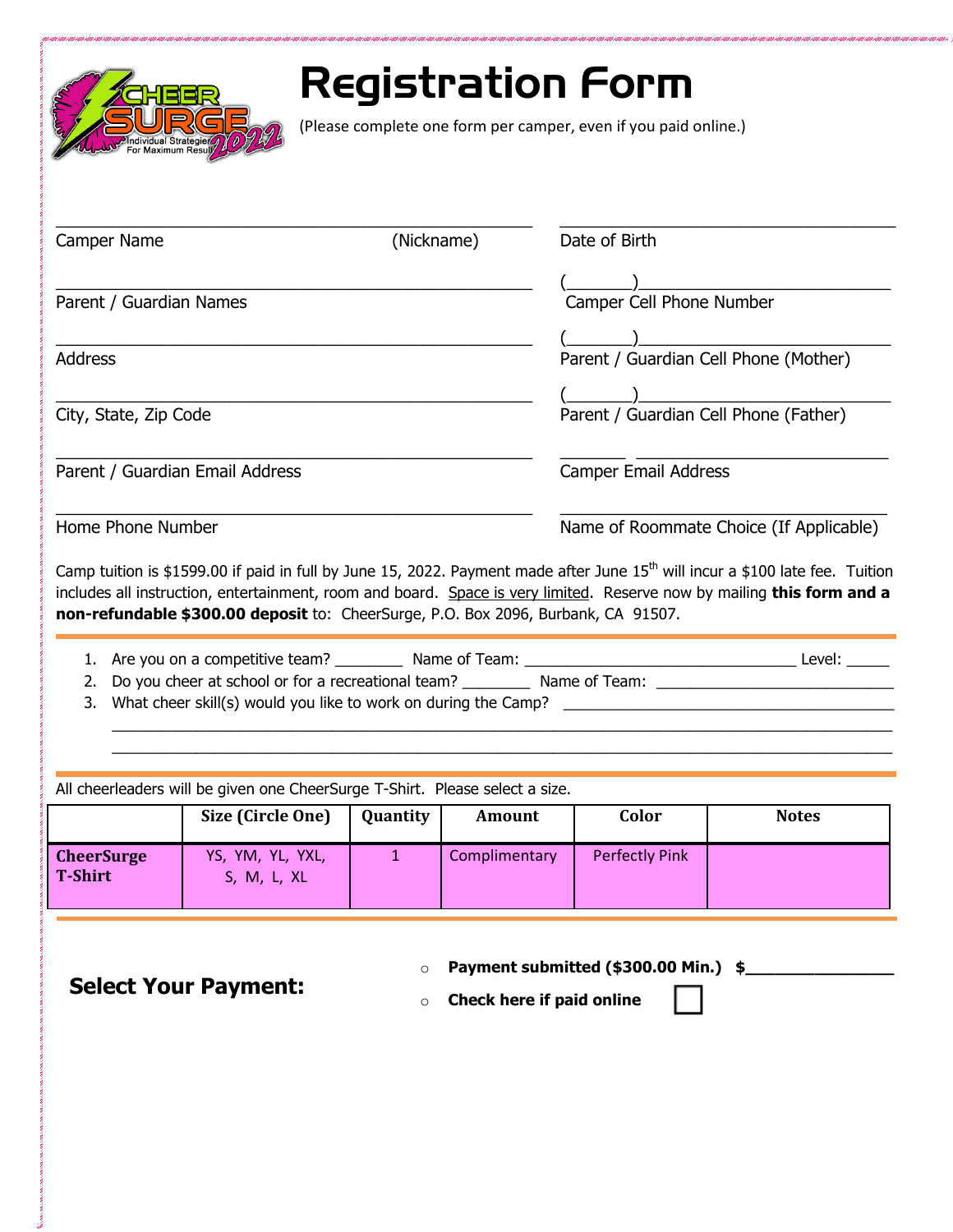# Registration Form

(Please complete one form per camper, even if you paid online.)

Camper Name _______________ (Nickname) _______________

Date of Birth _______________

Parent / Guardian Names _______________

(_______)_______________ Camper Cell Phone Number

Address _______________

(_______)_______________ Parent / Guardian Cell Phone (Mother)

City, State, Zip Code _______________

(_______)_______________ Parent / Guardian Cell Phone (Father)

Parent / Guardian Email Address _______________

Camper Email Address _______________

Home Phone Number _______________

Name of Roommate Choice (If Applicable) _______________

Camp tuition is $1599.00 if paid in full by June 15, 2022. Payment made after June 15th will incur a $100 late fee. Tuition includes all instruction, entertainment, room and board. Space is very limited. Reserve now by mailing **this form and a non-refundable $300.00 deposit** to: CheerSurge, P.O. Box 2096, Burbank, CA 91507.

1. Are you on a competitive team? ________ Name of Team: ________________ Level: _____
2. Do you cheer at school or for a recreational team? ________ Name of Team: ________________
3. What cheer skill(s) would you like to work on during the Camp? ________________

All cheerleaders will be given one CheerSurge T-Shirt. Please select a size.

| | Size (Circle One) | Quantity | Amount | Color | Notes |
|---|---|---|---|---|---|
| **CheerSurge T-Shirt** | YS, YM, YL, YXL, S, M, L, XL | 1 | Complimentary | Perfectly Pink | |

## Select Your Payment:

- **Payment submitted ($300.00 Min.)** $_______________
- **Check here if paid online** ☐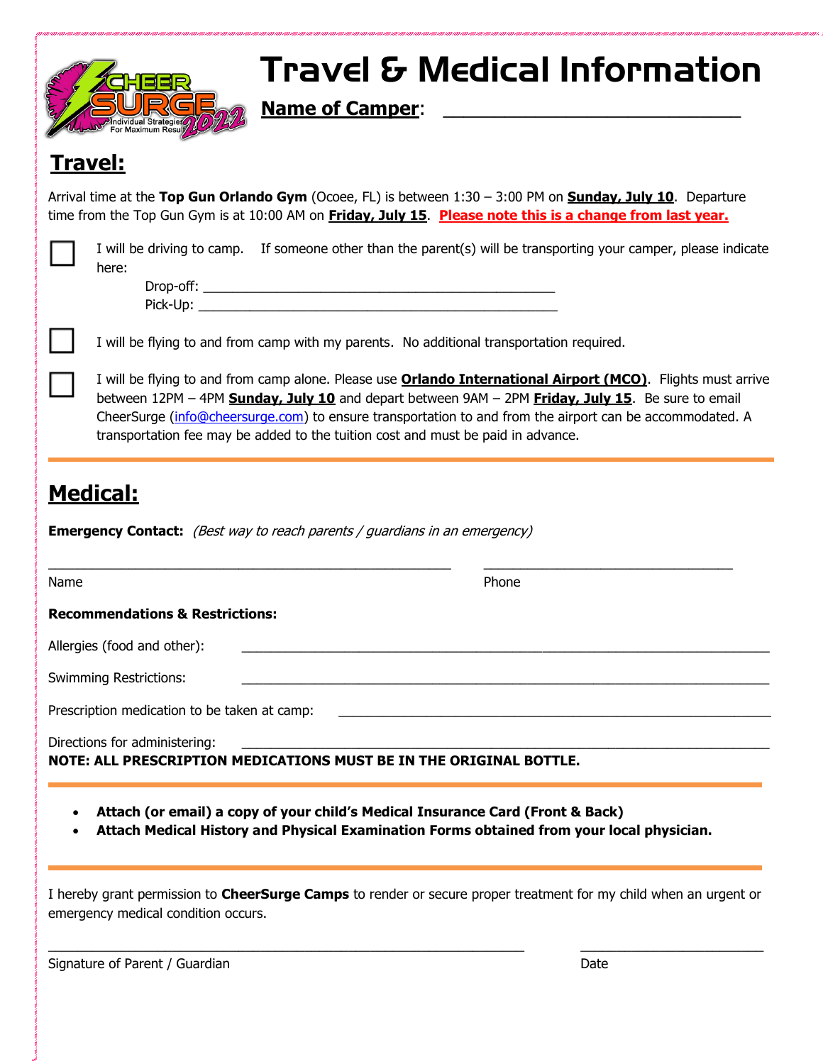# Travel & Medical Information

**Name of Camper**: ______________________________

## Travel:

Arrival time at the **Top Gun Orlando Gym** (Ocoee, FL) is between 1:30 – 3:00 PM on **Sunday, July 10**. Departure time from the Top Gun Gym is at 10:00 AM on **Friday, July 15**. **Please note this is a change from last year.**

☐ I will be driving to camp. If someone other than the parent(s) will be transporting your camper, please indicate here:

Drop-off: ___________________________________________________

Pick-Up: ____________________________________________________

☐ I will be flying to and from camp with my parents. No additional transportation required.

☐ I will be flying to and from camp alone. Please use **Orlando International Airport (MCO)**. Flights must arrive between 12PM – 4PM **Sunday, July 10** and depart between 9AM – 2PM **Friday, July 15**. Be sure to email CheerSurge (info@cheersurge.com) to ensure transportation to and from the airport can be accommodated. A transportation fee may be added to the tuition cost and must be paid in advance.

---

## Medical:

**Emergency Contact:** *(Best way to reach parents / guardians in an emergency)*

_________________________________________________________ ___________________________________

Name Phone

**Recommendations & Restrictions:**

Allergies (food and other): ___________________________________________________________________

Swimming Restrictions: ___________________________________________________________________

Prescription medication to be taken at camp: _____________________________________________________

Directions for administering: ___________________________________________________________________

**NOTE: ALL PRESCRIPTION MEDICATIONS MUST BE IN THE ORIGINAL BOTTLE.**

---

- **Attach (or email) a copy of your child's Medical Insurance Card (Front & Back)**
- **Attach Medical History and Physical Examination Forms obtained from your local physician.**

---

I hereby grant permission to **CheerSurge Camps** to render or secure proper treatment for my child when an urgent or emergency medical condition occurs.

___________________________________________________________________ __________________________

Signature of Parent / Guardian Date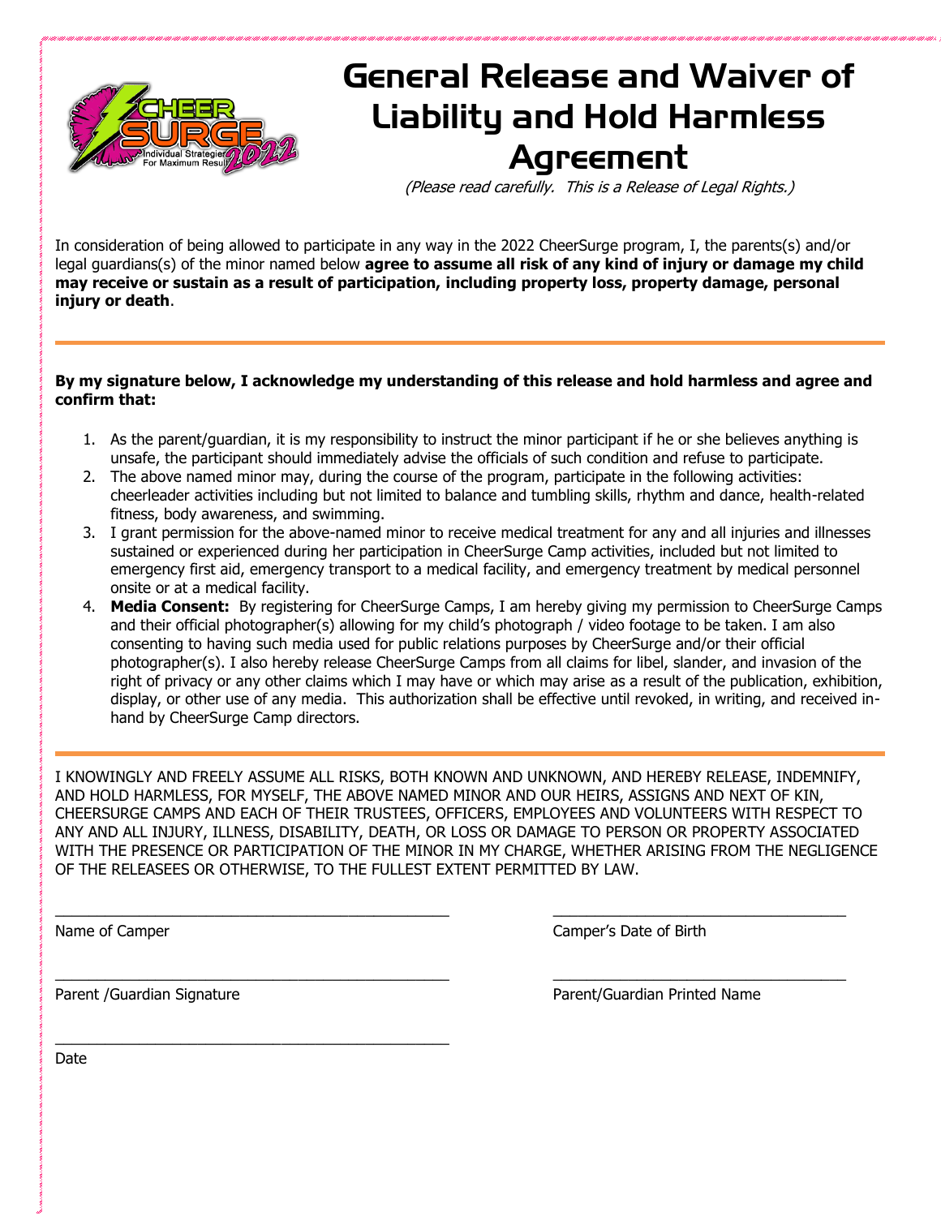# General Release and Waiver of Liability and Hold Harmless Agreement

*(Please read carefully. This is a Release of Legal Rights.)*

In consideration of being allowed to participate in any way in the 2022 CheerSurge program, I, the parents(s) and/or legal guardians(s) of the minor named below **agree to assume all risk of any kind of injury or damage my child may receive or sustain as a result of participation, including property loss, property damage, personal injury or death**.

---

**By my signature below, I acknowledge my understanding of this release and hold harmless and agree and confirm that:**

1. As the parent/guardian, it is my responsibility to instruct the minor participant if he or she believes anything is unsafe, the participant should immediately advise the officials of such condition and refuse to participate.
2. The above named minor may, during the course of the program, participate in the following activities: cheerleader activities including but not limited to balance and tumbling skills, rhythm and dance, health-related fitness, body awareness, and swimming.
3. I grant permission for the above-named minor to receive medical treatment for any and all injuries and illnesses sustained or experienced during her participation in CheerSurge Camp activities, included but not limited to emergency first aid, emergency transport to a medical facility, and emergency treatment by medical personnel onsite or at a medical facility.
4. **Media Consent:** By registering for CheerSurge Camps, I am hereby giving my permission to CheerSurge Camps and their official photographer(s) allowing for my child's photograph / video footage to be taken. I am also consenting to having such media used for public relations purposes by CheerSurge and/or their official photographer(s). I also hereby release CheerSurge Camps from all claims for libel, slander, and invasion of the right of privacy or any other claims which I may have or which may arise as a result of the publication, exhibition, display, or other use of any media. This authorization shall be effective until revoked, in writing, and received in-hand by CheerSurge Camp directors.

---

I KNOWINGLY AND FREELY ASSUME ALL RISKS, BOTH KNOWN AND UNKNOWN, AND HEREBY RELEASE, INDEMNIFY, AND HOLD HARMLESS, FOR MYSELF, THE ABOVE NAMED MINOR AND OUR HEIRS, ASSIGNS AND NEXT OF KIN, CHEERSURGE CAMPS AND EACH OF THEIR TRUSTEES, OFFICERS, EMPLOYEES AND VOLUNTEERS WITH RESPECT TO ANY AND ALL INJURY, ILLNESS, DISABILITY, DEATH, OR LOSS OR DAMAGE TO PERSON OR PROPERTY ASSOCIATED WITH THE PRESENCE OR PARTICIPATION OF THE MINOR IN MY CHARGE, WHETHER ARISING FROM THE NEGLIGENCE OF THE RELEASEES OR OTHERWISE, TO THE FULLEST EXTENT PERMITTED BY LAW.

______________________________________________ ______________________________________

Name of Camper                                                                 Camper's Date of Birth

______________________________________________ ______________________________________

Parent /Guardian Signature                                                 Parent/Guardian Printed Name

______________________________________________

Date